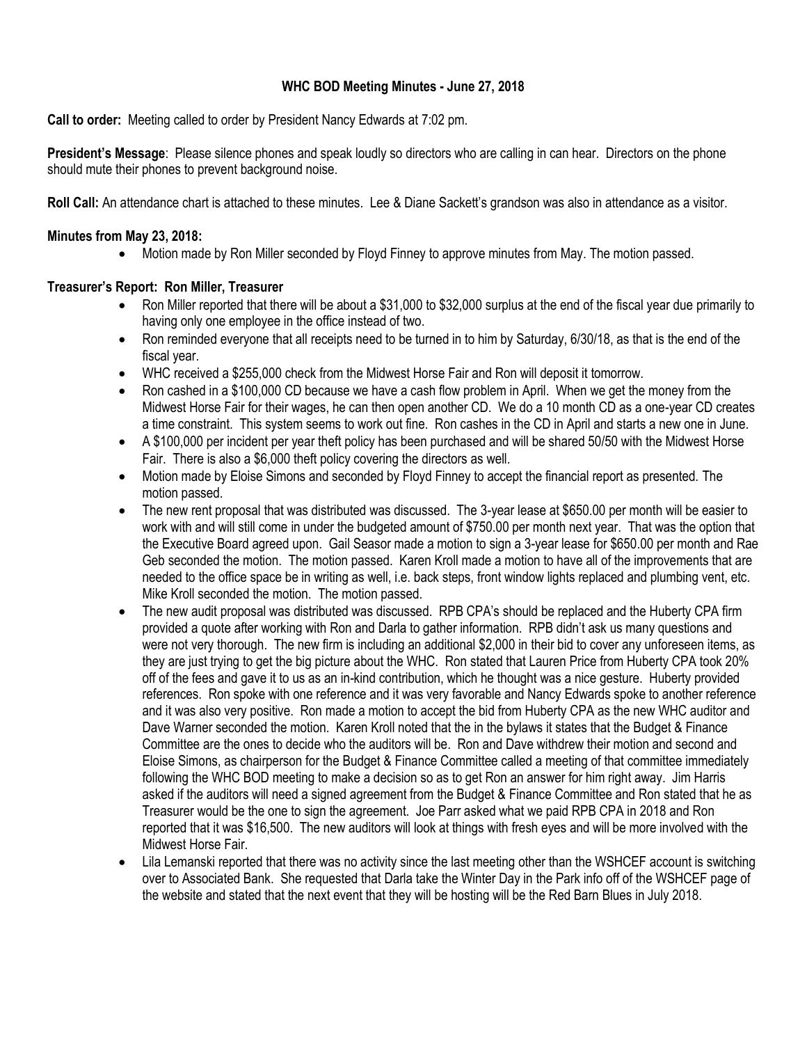# WHC BOD Meeting Minutes - June 27, 2018

**Call to order:** Meeting called to order by President Nancy Edwards at 7:02 pm.

**President's Message**: Please silence phones and speak loudly so directors who are calling in can hear. Directors on the phone should mute their phones to prevent background noise.

**Roll Call:** An attendance chart is attached to these minutes. Lee & Diane Sackett's grandson was also in attendance as a visitor.

**Minutes from May 23, 2018:**

- Motion made by Ron Miller seconded by Floyd Finney to approve minutes from May. The motion passed.

**Treasurer's Report: Ron Miller, Treasurer**

- Ron Miller reported that there will be about a $31,000 to $32,000 surplus at the end of the fiscal year due primarily to having only one employee in the office instead of two.
- Ron reminded everyone that all receipts need to be turned in to him by Saturday, 6/30/18, as that is the end of the fiscal year.
- WHC received a $255,000 check from the Midwest Horse Fair and Ron will deposit it tomorrow.
- Ron cashed in a $100,000 CD because we have a cash flow problem in April. When we get the money from the Midwest Horse Fair for their wages, he can then open another CD. We do a 10 month CD as a one-year CD creates a time constraint. This system seems to work out fine. Ron cashes in the CD in April and starts a new one in June.
- A $100,000 per incident per year theft policy has been purchased and will be shared 50/50 with the Midwest Horse Fair. There is also a $6,000 theft policy covering the directors as well.
- Motion made by Eloise Simons and seconded by Floyd Finney to accept the financial report as presented. The motion passed.
- The new rent proposal that was distributed was discussed. The 3-year lease at $650.00 per month will be easier to work with and will still come in under the budgeted amount of $750.00 per month next year. That was the option that the Executive Board agreed upon. Gail Seasor made a motion to sign a 3-year lease for $650.00 per month and Rae Geb seconded the motion. The motion passed. Karen Kroll made a motion to have all of the improvements that are needed to the office space be in writing as well, i.e. back steps, front window lights replaced and plumbing vent, etc. Mike Kroll seconded the motion. The motion passed.
- The new audit proposal was distributed was discussed. RPB CPA's should be replaced and the Huberty CPA firm provided a quote after working with Ron and Darla to gather information. RPB didn't ask us many questions and were not very thorough. The new firm is including an additional $2,000 in their bid to cover any unforeseen items, as they are just trying to get the big picture about the WHC. Ron stated that Lauren Price from Huberty CPA took 20% off of the fees and gave it to us as an in-kind contribution, which he thought was a nice gesture. Huberty provided references. Ron spoke with one reference and it was very favorable and Nancy Edwards spoke to another reference and it was also very positive. Ron made a motion to accept the bid from Huberty CPA as the new WHC auditor and Dave Warner seconded the motion. Karen Kroll noted that the in the bylaws it states that the Budget & Finance Committee are the ones to decide who the auditors will be. Ron and Dave withdrew their motion and second and Eloise Simons, as chairperson for the Budget & Finance Committee called a meeting of that committee immediately following the WHC BOD meeting to make a decision so as to get Ron an answer for him right away. Jim Harris asked if the auditors will need a signed agreement from the Budget & Finance Committee and Ron stated that he as Treasurer would be the one to sign the agreement. Joe Parr asked what we paid RPB CPA in 2018 and Ron reported that it was $16,500. The new auditors will look at things with fresh eyes and will be more involved with the Midwest Horse Fair.
- Lila Lemanski reported that there was no activity since the last meeting other than the WSHCEF account is switching over to Associated Bank. She requested that Darla take the Winter Day in the Park info off of the WSHCEF page of the website and stated that the next event that they will be hosting will be the Red Barn Blues in July 2018.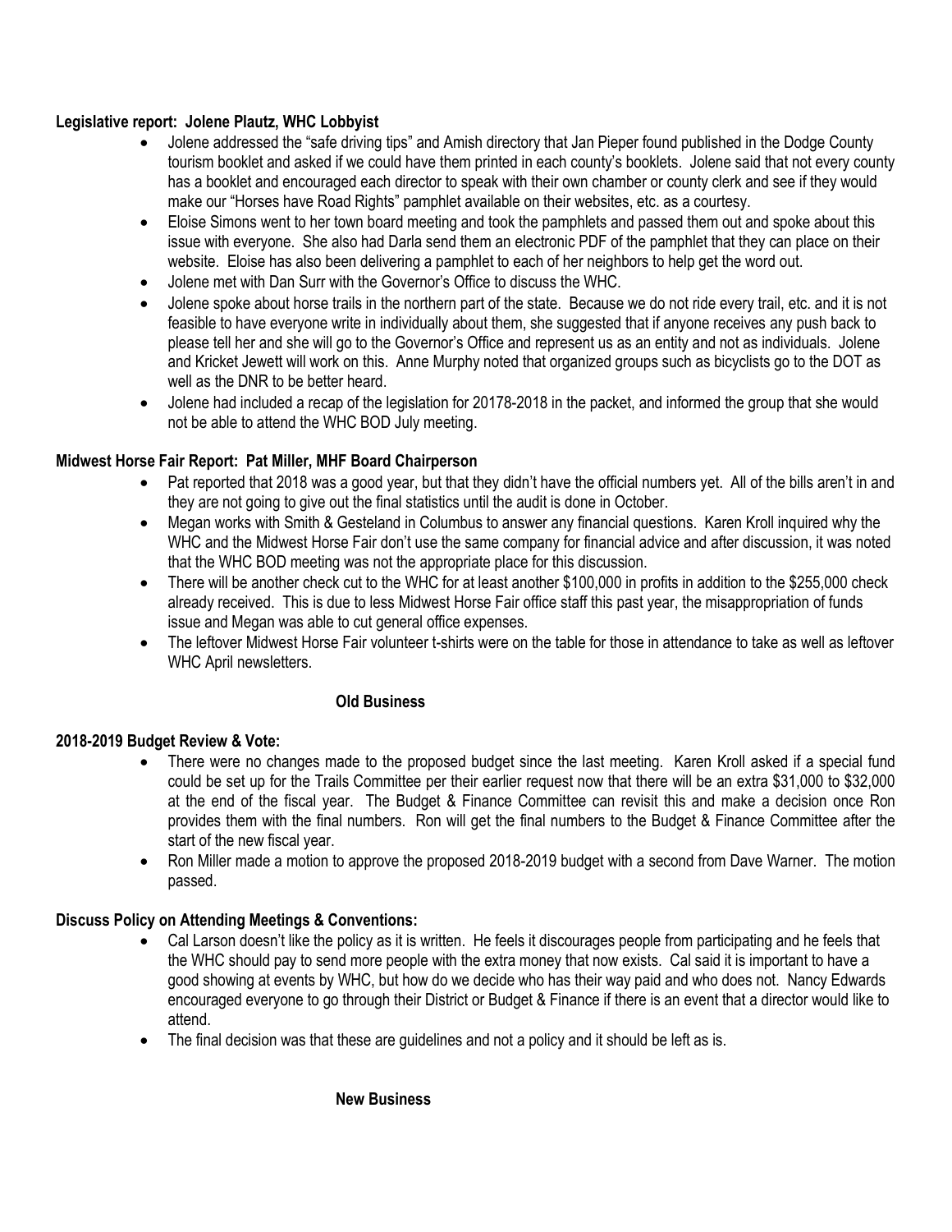**Legislative report: Jolene Plautz, WHC Lobbyist**

- Jolene addressed the "safe driving tips" and Amish directory that Jan Pieper found published in the Dodge County tourism booklet and asked if we could have them printed in each county's booklets. Jolene said that not every county has a booklet and encouraged each director to speak with their own chamber or county clerk and see if they would make our "Horses have Road Rights" pamphlet available on their websites, etc. as a courtesy.
- Eloise Simons went to her town board meeting and took the pamphlets and passed them out and spoke about this issue with everyone. She also had Darla send them an electronic PDF of the pamphlet that they can place on their website. Eloise has also been delivering a pamphlet to each of her neighbors to help get the word out.
- Jolene met with Dan Surr with the Governor's Office to discuss the WHC.
- Jolene spoke about horse trails in the northern part of the state. Because we do not ride every trail, etc. and it is not feasible to have everyone write in individually about them, she suggested that if anyone receives any push back to please tell her and she will go to the Governor's Office and represent us as an entity and not as individuals. Jolene and Kricket Jewett will work on this. Anne Murphy noted that organized groups such as bicyclists go to the DOT as well as the DNR to be better heard.
- Jolene had included a recap of the legislation for 20178-2018 in the packet, and informed the group that she would not be able to attend the WHC BOD July meeting.

**Midwest Horse Fair Report: Pat Miller, MHF Board Chairperson**

- Pat reported that 2018 was a good year, but that they didn't have the official numbers yet. All of the bills aren't in and they are not going to give out the final statistics until the audit is done in October.
- Megan works with Smith & Gesteland in Columbus to answer any financial questions. Karen Kroll inquired why the WHC and the Midwest Horse Fair don't use the same company for financial advice and after discussion, it was noted that the WHC BOD meeting was not the appropriate place for this discussion.
- There will be another check cut to the WHC for at least another $100,000 in profits in addition to the $255,000 check already received. This is due to less Midwest Horse Fair office staff this past year, the misappropriation of funds issue and Megan was able to cut general office expenses.
- The leftover Midwest Horse Fair volunteer t-shirts were on the table for those in attendance to take as well as leftover WHC April newsletters.

**Old Business**

**2018-2019 Budget Review & Vote:**

- There were no changes made to the proposed budget since the last meeting. Karen Kroll asked if a special fund could be set up for the Trails Committee per their earlier request now that there will be an extra $31,000 to $32,000 at the end of the fiscal year. The Budget & Finance Committee can revisit this and make a decision once Ron provides them with the final numbers. Ron will get the final numbers to the Budget & Finance Committee after the start of the new fiscal year.
- Ron Miller made a motion to approve the proposed 2018-2019 budget with a second from Dave Warner. The motion passed.

**Discuss Policy on Attending Meetings & Conventions:**

- Cal Larson doesn't like the policy as it is written. He feels it discourages people from participating and he feels that the WHC should pay to send more people with the extra money that now exists. Cal said it is important to have a good showing at events by WHC, but how do we decide who has their way paid and who does not. Nancy Edwards encouraged everyone to go through their District or Budget & Finance if there is an event that a director would like to attend.
- The final decision was that these are guidelines and not a policy and it should be left as is.

**New Business**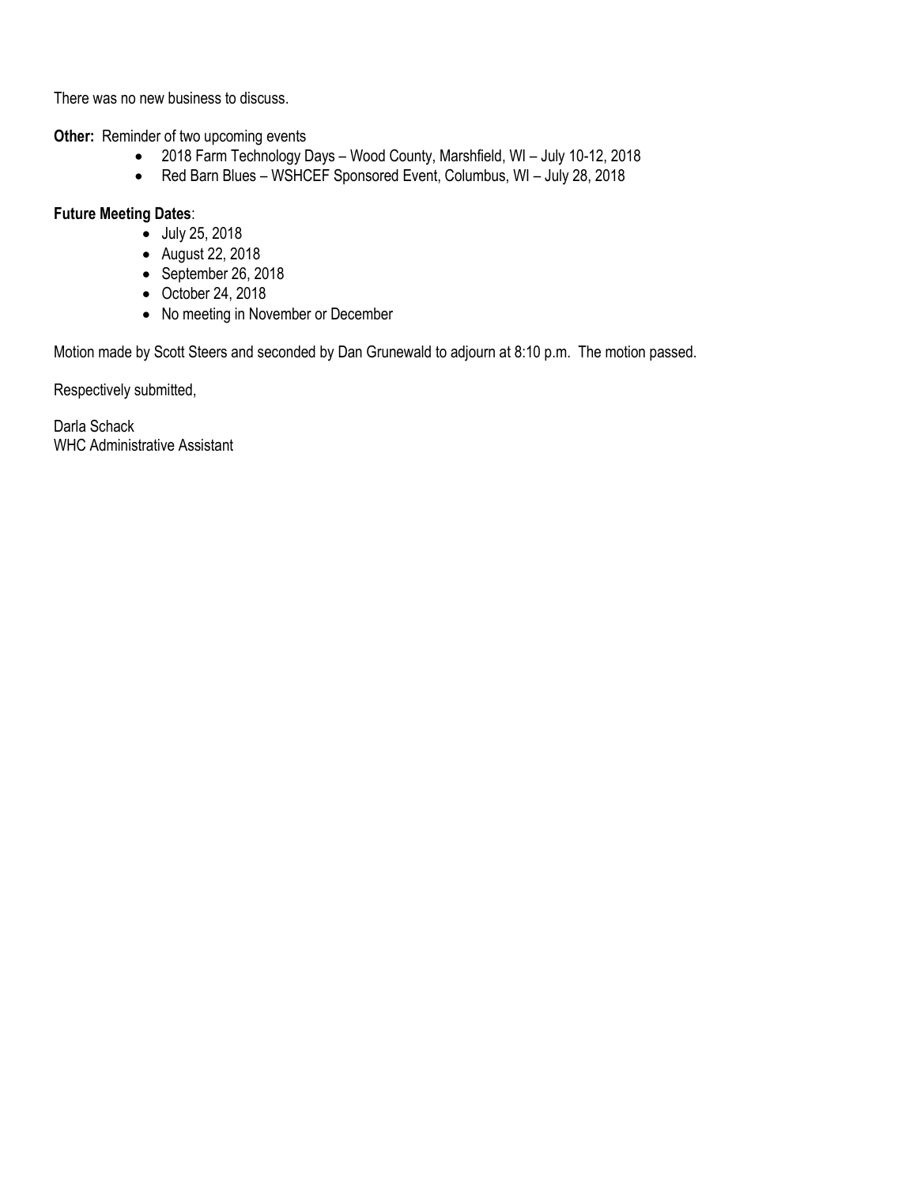There was no new business to discuss.

**Other:** Reminder of two upcoming events

- 2018 Farm Technology Days – Wood County, Marshfield, WI – July 10-12, 2018
- Red Barn Blues – WSHCEF Sponsored Event, Columbus, WI – July 28, 2018

**Future Meeting Dates**:

- July 25, 2018
- August 22, 2018
- September 26, 2018
- October 24, 2018
- No meeting in November or December

Motion made by Scott Steers and seconded by Dan Grunewald to adjourn at 8:10 p.m. The motion passed.

Respectively submitted,

Darla Schack
WHC Administrative Assistant